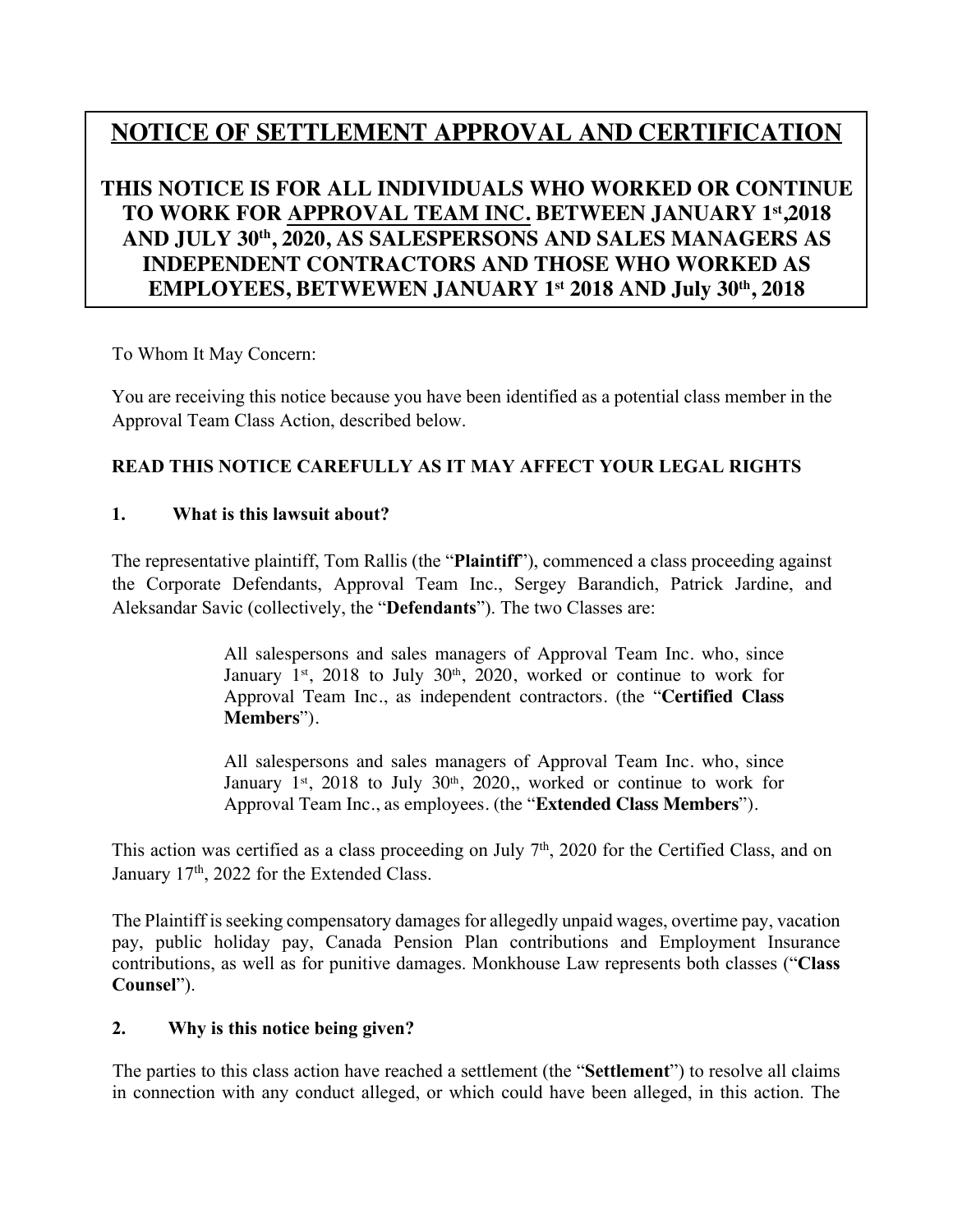# NOTICE OF SETTLEMENT APPROVAL AND CERTIFICATION

## THIS NOTICE IS FOR ALL INDIVIDUALS WHO WORKED OR CONTINUE TO WORK FOR APPROVAL TEAM INC. BETWEEN JANUARY 1st,2018 AND JULY 30th, 2020, AS SALESPERSONS AND SALES MANAGERS AS INDEPENDENT CONTRACTORS AND THOSE WHO WORKED AS EMPLOYEES, BETWEWEN JANUARY 1st 2018 AND July 30th, 2018

To Whom It May Concern:

You are receiving this notice because you have been identified as a potential class member in the Approval Team Class Action, described below.

**READ THIS NOTICE CAREFULLY AS IT MAY AFFECT YOUR LEGAL RIGHTS**

### 1. What is this lawsuit about?

The representative plaintiff, Tom Rallis (the "**Plaintiff**"), commenced a class proceeding against the Corporate Defendants, Approval Team Inc., Sergey Barandich, Patrick Jardine, and Aleksandar Savic (collectively, the "**Defendants**"). The two Classes are:

> All salespersons and sales managers of Approval Team Inc. who, since January 1st, 2018 to July 30th, 2020, worked or continue to work for Approval Team Inc., as independent contractors. (the "**Certified Class Members**").
>
> All salespersons and sales managers of Approval Team Inc. who, since January 1st, 2018 to July 30th, 2020,, worked or continue to work for Approval Team Inc., as employees. (the "**Extended Class Members**").

This action was certified as a class proceeding on July 7th, 2020 for the Certified Class, and on January 17th, 2022 for the Extended Class.

The Plaintiff is seeking compensatory damages for allegedly unpaid wages, overtime pay, vacation pay, public holiday pay, Canada Pension Plan contributions and Employment Insurance contributions, as well as for punitive damages. Monkhouse Law represents both classes ("**Class Counsel**").

### 2. Why is this notice being given?

The parties to this class action have reached a settlement (the "**Settlement**") to resolve all claims in connection with any conduct alleged, or which could have been alleged, in this action. The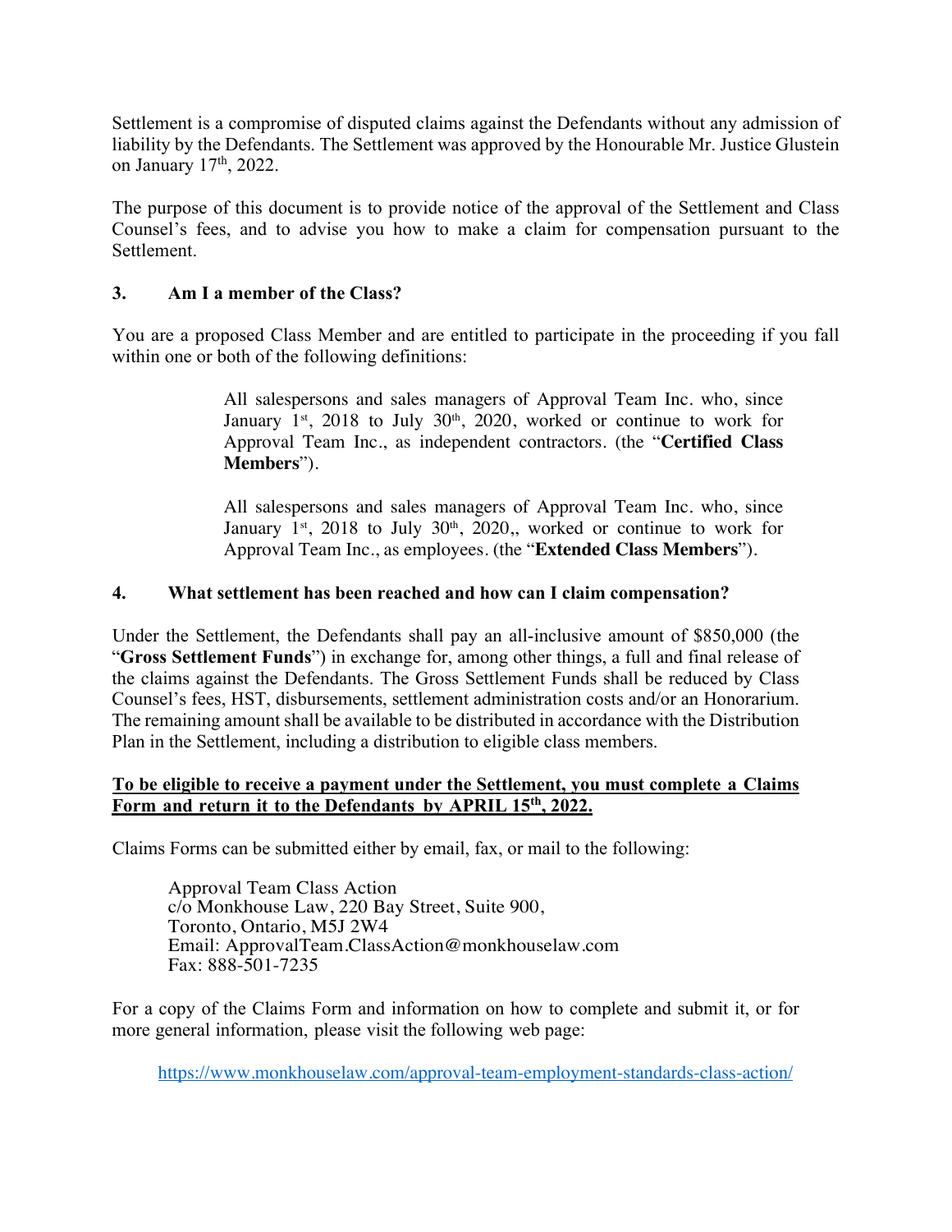Settlement is a compromise of disputed claims against the Defendants without any admission of liability by the Defendants. The Settlement was approved by the Honourable Mr. Justice Glustein on January 17th, 2022.

The purpose of this document is to provide notice of the approval of the Settlement and Class Counsel's fees, and to advise you how to make a claim for compensation pursuant to the Settlement.

## 3. Am I a member of the Class?

You are a proposed Class Member and are entitled to participate in the proceeding if you fall within one or both of the following definitions:

> All salespersons and sales managers of Approval Team Inc. who, since January 1st, 2018 to July 30th, 2020, worked or continue to work for Approval Team Inc., as independent contractors. (the "**Certified Class Members**").
>
> All salespersons and sales managers of Approval Team Inc. who, since January 1st, 2018 to July 30th, 2020,, worked or continue to work for Approval Team Inc., as employees. (the "**Extended Class Members**").

## 4. What settlement has been reached and how can I claim compensation?

Under the Settlement, the Defendants shall pay an all-inclusive amount of $850,000 (the "**Gross Settlement Funds**") in exchange for, among other things, a full and final release of the claims against the Defendants. The Gross Settlement Funds shall be reduced by Class Counsel's fees, HST, disbursements, settlement administration costs and/or an Honorarium. The remaining amount shall be available to be distributed in accordance with the Distribution Plan in the Settlement, including a distribution to eligible class members.

**To be eligible to receive a payment under the Settlement, you must complete a Claims Form and return it to the Defendants by APRIL 15th, 2022.**

Claims Forms can be submitted either by email, fax, or mail to the following:

Approval Team Class Action
c/o Monkhouse Law, 220 Bay Street, Suite 900,
Toronto, Ontario, M5J 2W4
Email: ApprovalTeam.ClassAction@monkhouselaw.com
Fax: 888-501-7235

For a copy of the Claims Form and information on how to complete and submit it, or for more general information, please visit the following web page:

https://www.monkhouselaw.com/approval-team-employment-standards-class-action/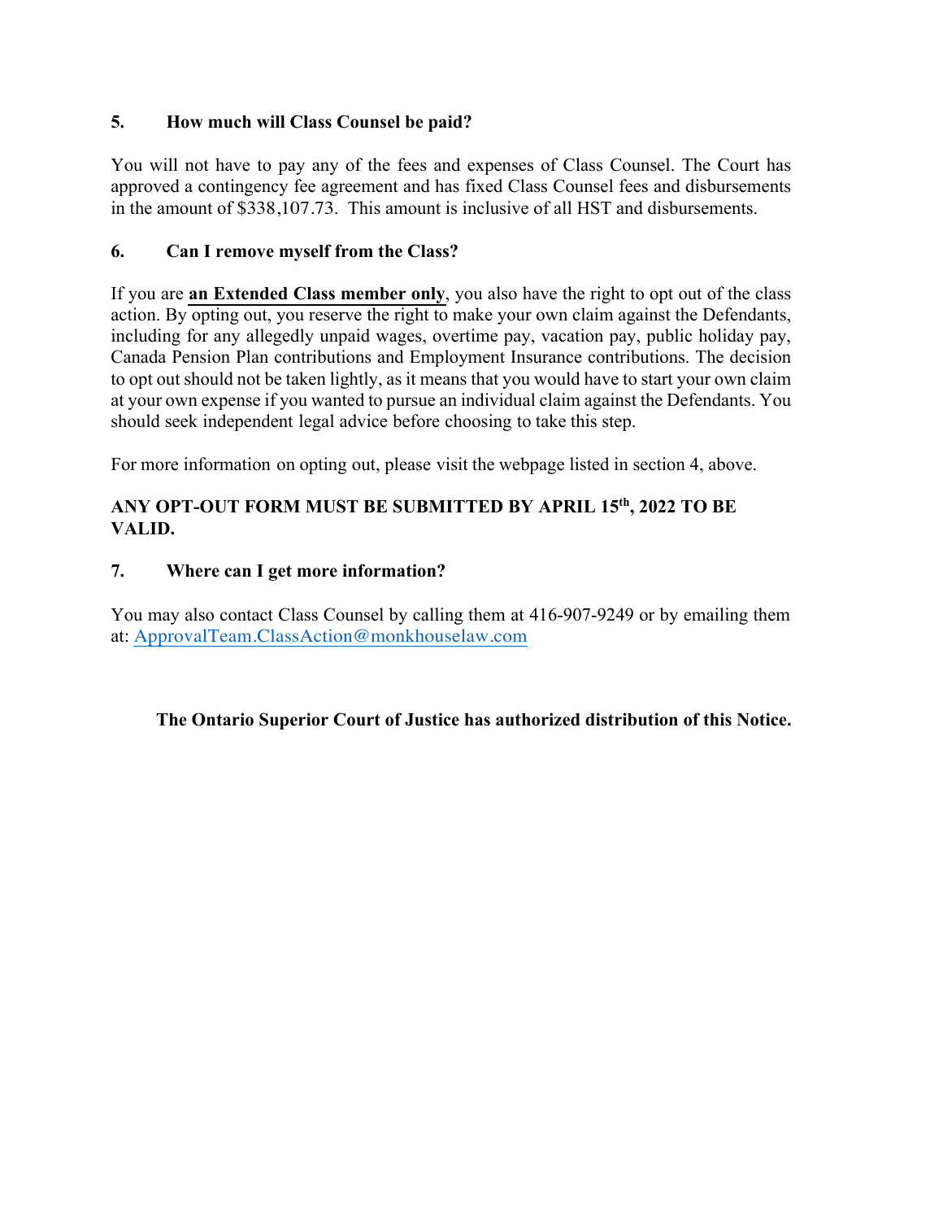## 5. How much will Class Counsel be paid?

You will not have to pay any of the fees and expenses of Class Counsel. The Court has approved a contingency fee agreement and has fixed Class Counsel fees and disbursements in the amount of $338,107.73. This amount is inclusive of all HST and disbursements.

## 6. Can I remove myself from the Class?

If you are **an Extended Class member only**, you also have the right to opt out of the class action. By opting out, you reserve the right to make your own claim against the Defendants, including for any allegedly unpaid wages, overtime pay, vacation pay, public holiday pay, Canada Pension Plan contributions and Employment Insurance contributions. The decision to opt out should not be taken lightly, as it means that you would have to start your own claim at your own expense if you wanted to pursue an individual claim against the Defendants. You should seek independent legal advice before choosing to take this step.

For more information on opting out, please visit the webpage listed in section 4, above.

**ANY OPT-OUT FORM MUST BE SUBMITTED BY APRIL 15th, 2022 TO BE VALID.**

## 7. Where can I get more information?

You may also contact Class Counsel by calling them at 416-907-9249 or by emailing them at: ApprovalTeam.ClassAction@monkhouselaw.com

**The Ontario Superior Court of Justice has authorized distribution of this Notice.**